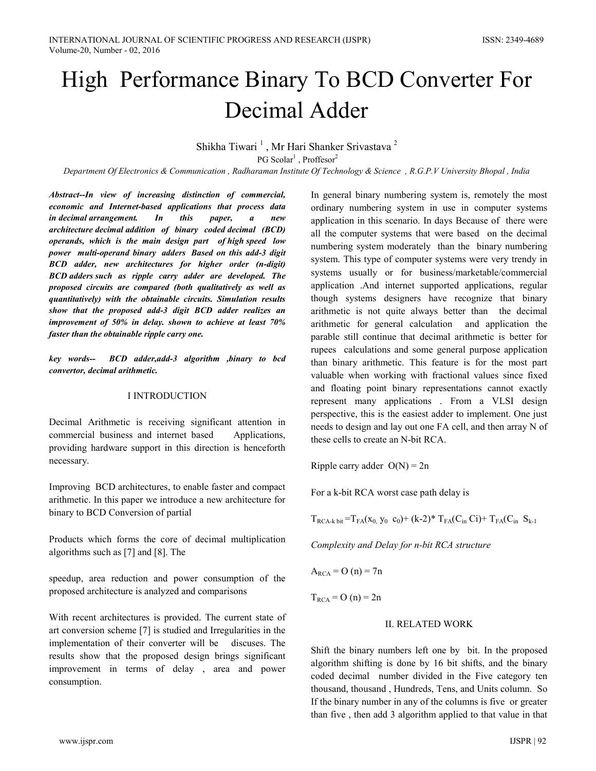# High Performance Binary To BCD Converter For Decimal Adder

Shikha Tiwari [1] , Mr Hari Shanker Srivastava [2]

PG Scolar[1] , Proffesor[2]

*Department Of Electronics & Communication , Radharaman Institute Of Technology & Science , R.G.P.V University Bhopal , India*

***Abstract--In view of increasing distinction of commercial, economic and Internet-based applications that process data in decimal arrangement. In this paper, a new architecture decimal addition of binary coded decimal (BCD) operands, which is the main design part of high speed low power multi-operand binary adders Based on this add-3 digit BCD adder, new architectures for higher order (n-digit) BCD adders such as ripple carry adder are developed. The proposed circuits are compared (both qualitatively as well as quantitatively) with the obtainable circuits. Simulation results show that the proposed add-3 digit BCD adder realizes an improvement of 50% in delay. shown to achieve at least 70% faster than the obtainable ripple carry one.***

***key words-- BCD adder,add-3 algorithm ,binary to bcd convertor, decimal arithmetic.***

## I INTRODUCTION

Decimal Arithmetic is receiving significant attention in commercial business and internet based Applications, providing hardware support in this direction is henceforth necessary.

Improving BCD architectures, to enable faster and compact arithmetic. In this paper we introduce a new architecture for binary to BCD Conversion of partial

Products which forms the core of decimal multiplication algorithms such as [7] and [8]. The

speedup, area reduction and power consumption of the proposed architecture is analyzed and comparisons

With recent architectures is provided. The current state of art conversion scheme [7] is studied and Irregularities in the implementation of their converter will be discuses. The results show that the proposed design brings significant improvement in terms of delay , area and power consumption.

In general binary numbering system is, remotely the most ordinary numbering system in use in computer systems application in this scenario. In days Because of there were all the computer systems that were based on the decimal numbering system moderately than the binary numbering system. This type of computer systems were very trendy in systems usually or for business/marketable/commercial application .And internet supported applications, regular though systems designers have recognize that binary arithmetic is not quite always better than the decimal arithmetic for general calculation and application the parable still continue that decimal arithmetic is better for rupees calculations and some general purpose application than binary arithmetic. This feature is for the most part valuable when working with fractional values since fixed and floating point binary representations cannot exactly represent many applications . From a VLSI design perspective, this is the easiest adder to implement. One just needs to design and lay out one FA cell, and then array N of these cells to create an N-bit RCA.

Ripple carry adder $O(N) = 2n$

For a k-bit RCA worst case path delay is

$$T_{RCA\text{-}k\ bit} = T_{FA}(x_0,\ y_0\ \ c_0) + (k-2) * T_{FA}(C_{in}\ C_i) + T_{FA}(C_{in}\ \ S_{k-1}$$

*Complexity and Delay for n-bit RCA structure*

$A_{RCA} = O(n) = 7n$

$T_{RCA} = O(n) = 2n$

## II. RELATED WORK

Shift the binary numbers left one by bit. In the proposed algorithm shifting is done by 16 bit shifts, and the binary coded decimal number divided in the Five category ten thousand, thousand , Hundreds, Tens, and Units column. So If the binary number in any of the columns is five or greater than five , then add 3 algorithm applied to that value in that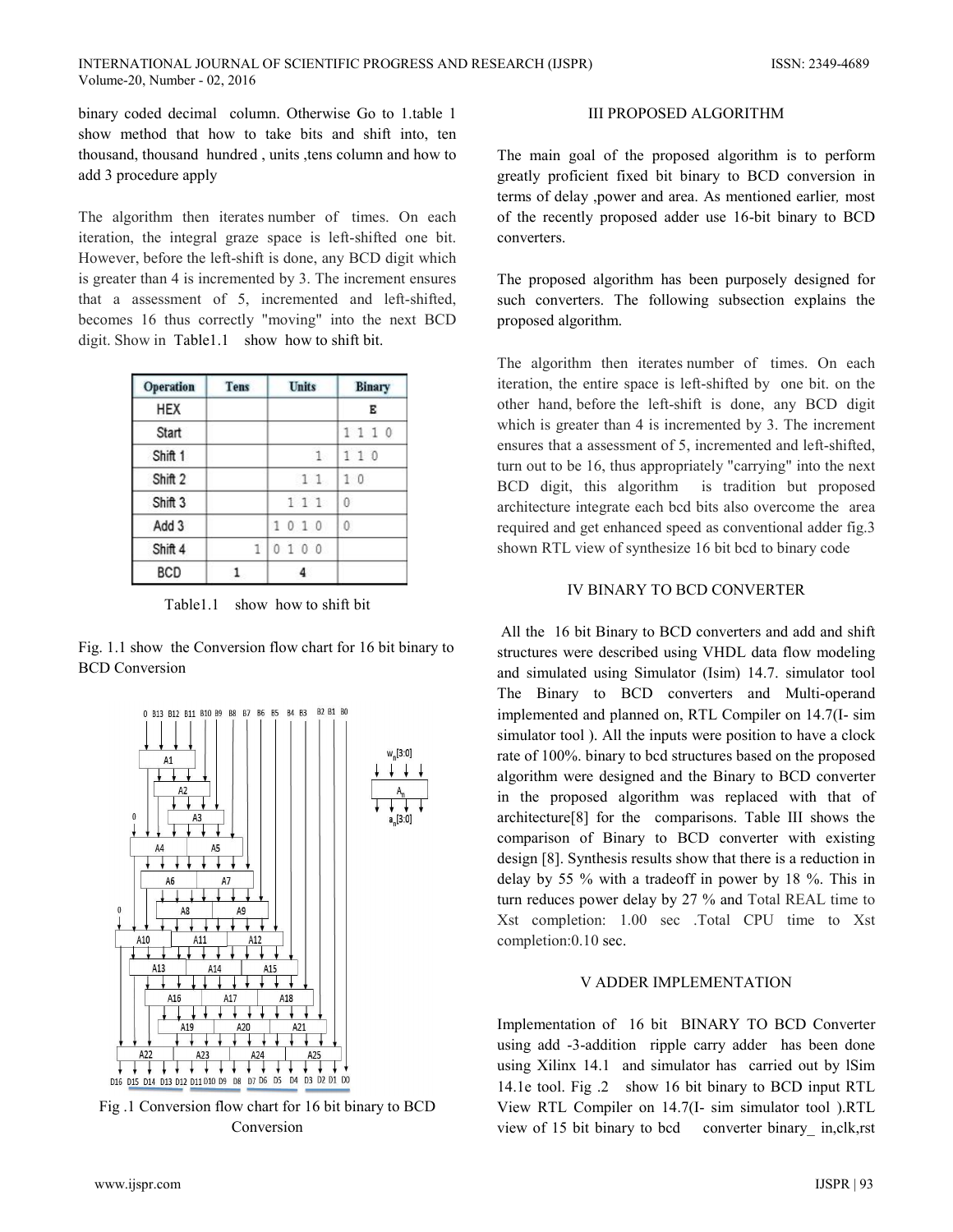binary coded decimal column. Otherwise Go to 1.table 1 show method that how to take bits and shift into, ten thousand, thousand hundred , units ,tens column and how to add 3 procedure apply

The algorithm then iterates number of times. On each iteration, the integral graze space is left-shifted one bit. However, before the left-shift is done, any BCD digit which is greater than 4 is incremented by 3. The increment ensures that a assessment of 5, incremented and left-shifted, becomes 16 thus correctly "moving" into the next BCD digit. Show in Table1.1 show how to shift bit.

| Operation | Tens | Units | Binary |
|---|---|---|---|
| HEX | | | E |
| Start | | | 1 1 1 0 |
| Shift 1 | | 1 | 1 1 0 |
| Shift 2 | | 1 1 | 1 0 |
| Shift 3 | | 1 1 1 | 0 |
| Add 3 | | 1 0 1 0 | 0 |
| Shift 4 | 1 | 0 1 0 0 | |
| BCD | 1 | 4 | |

Table1.1 show how to shift bit

Fig. 1.1 show the Conversion flow chart for 16 bit binary to BCD Conversion

Fig .1 Conversion flow chart for 16 bit binary to BCD Conversion

## III PROPOSED ALGORITHM

The main goal of the proposed algorithm is to perform greatly proficient fixed bit binary to BCD conversion in terms of delay ,power and area. As mentioned earlier, most of the recently proposed adder use 16-bit binary to BCD converters.

The proposed algorithm has been purposely designed for such converters. The following subsection explains the proposed algorithm.

The algorithm then iterates number of times. On each iteration, the entire space is left-shifted by one bit. on the other hand, before the left-shift is done, any BCD digit which is greater than 4 is incremented by 3. The increment ensures that a assessment of 5, incremented and left-shifted, turn out to be 16, thus appropriately "carrying" into the next BCD digit, this algorithm is tradition but proposed architecture integrate each bcd bits also overcome the area required and get enhanced speed as conventional adder fig.3 shown RTL view of synthesize 16 bit bcd to binary code

## IV BINARY TO BCD CONVERTER

All the 16 bit Binary to BCD converters and add and shift structures were described using VHDL data flow modeling and simulated using Simulator (Isim) 14.7. simulator tool The Binary to BCD converters and Multi-operand implemented and planned on, RTL Compiler on 14.7(I- sim simulator tool ). All the inputs were position to have a clock rate of 100%. binary to bcd structures based on the proposed algorithm were designed and the Binary to BCD converter in the proposed algorithm was replaced with that of architecture[8] for the comparisons. Table III shows the comparison of Binary to BCD converter with existing design [8]. Synthesis results show that there is a reduction in delay by 55 % with a tradeoff in power by 18 %. This in turn reduces power delay by 27 % and Total REAL time to Xst completion: 1.00 sec .Total CPU time to Xst completion:0.10 sec.

## V ADDER IMPLEMENTATION

Implementation of 16 bit BINARY TO BCD Converter using add -3-addition ripple carry adder has been done using Xilinx 14.1 and simulator has carried out by lSim 14.1e tool. Fig .2 show 16 bit binary to BCD input RTL View RTL Compiler on 14.7(I- sim simulator tool ).RTL view of 15 bit binary to bcd converter binary_ in,clk,rst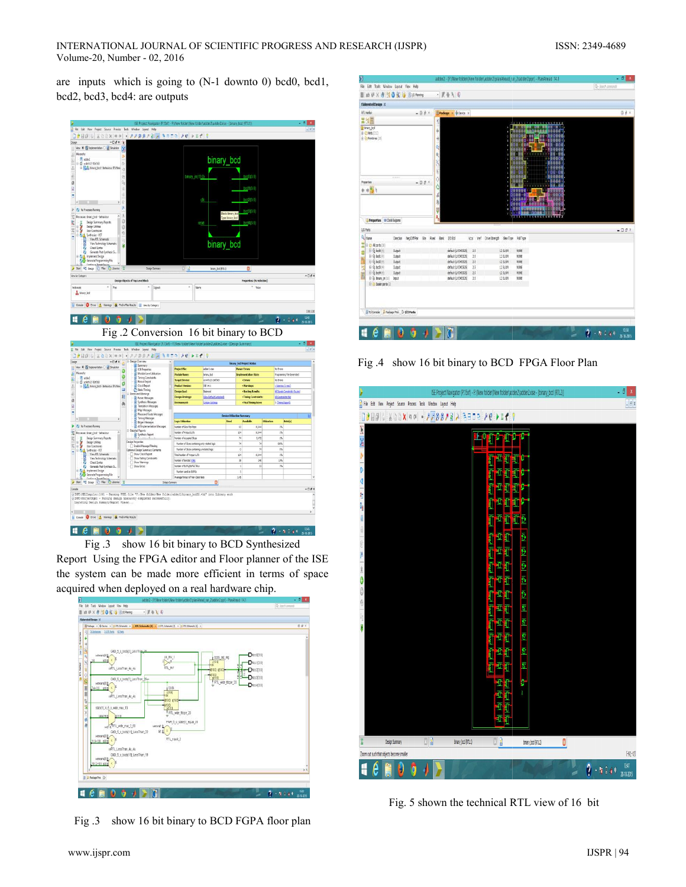are inputs which is going to (N-1 downto 0) bcd0, bcd1, bcd2, bcd3, bcd4: are outputs

Fig .2 Conversion 16 bit binary to BCD

Fig .3 show 16 bit binary to BCD Synthesized Report Using the FPGA editor and Floor planner of the ISE the system can be made more efficient in terms of space acquired when deployed on a real hardware chip.

Fig .3 show 16 bit binary to BCD FGPA floor plan

Fig .4 show 16 bit binary to BCD FPGA Floor Plan

Fig. 5 shown the technical RTL view of 16 bit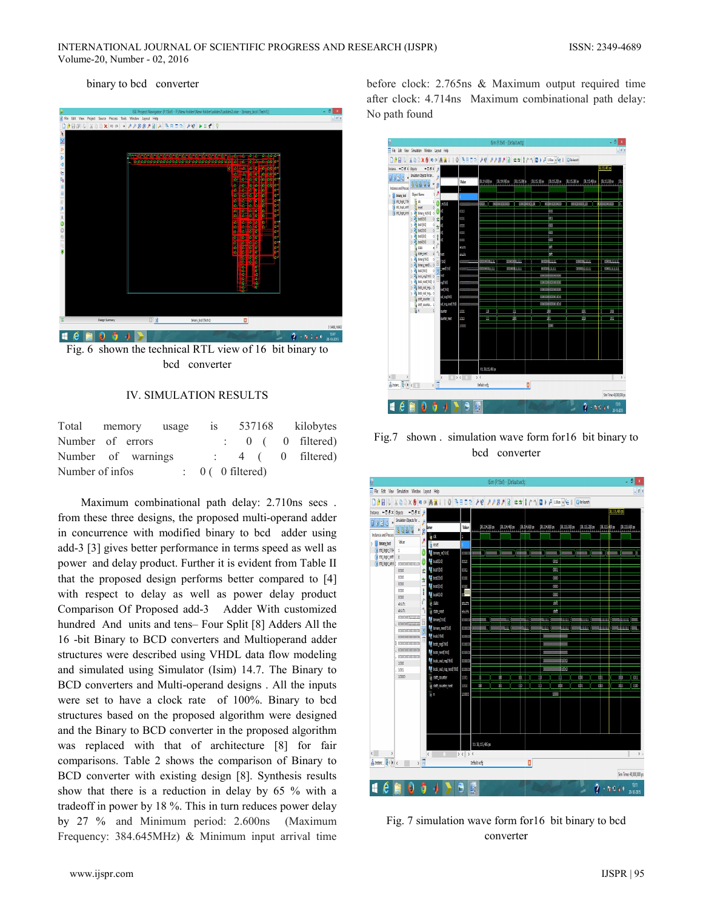binary to bcd converter

Fig. 6 shown the technical RTL view of 16 bit binary to bcd converter

## IV. SIMULATION RESULTS

Total memory usage is 537168 kilobytes
Number of errors : 0 ( 0 filtered)
Number of warnings : 4 ( 0 filtered)
Number of infos : 0 ( 0 filtered)

Maximum combinational path delay: 2.710ns secs . from these three designs, the proposed multi-operand adder in concurrence with modified binary to bcd adder using add-3 [3] gives better performance in terms speed as well as power and delay product. Further it is evident from Table II that the proposed design performs better compared to [4] with respect to delay as well as power delay product Comparison Of Proposed add-3 Adder With customized hundred And units and tens– Four Split [8] Adders All the 16 -bit Binary to BCD converters and Multioperand adder structures were described using VHDL data flow modeling and simulated using Simulator (Isim) 14.7. The Binary to BCD converters and Multi-operand designs . All the inputs were set to have a clock rate of 100%. Binary to bcd structures based on the proposed algorithm were designed and the Binary to BCD converter in the proposed algorithm was replaced with that of architecture [8] for fair comparisons. Table 2 shows the comparison of Binary to BCD converter with existing design [8]. Synthesis results show that there is a reduction in delay by 65 % with a tradeoff in power by 18 %. This in turn reduces power delay by 27 % and Minimum period: 2.600ns (Maximum Frequency: 384.645MHz) & Minimum input arrival time before clock: 2.765ns & Maximum output required time after clock: 4.714ns Maximum combinational path delay: No path found

Fig.7 shown . simulation wave form for16 bit binary to bcd converter

Fig. 7 simulation wave form for16 bit binary to bcd converter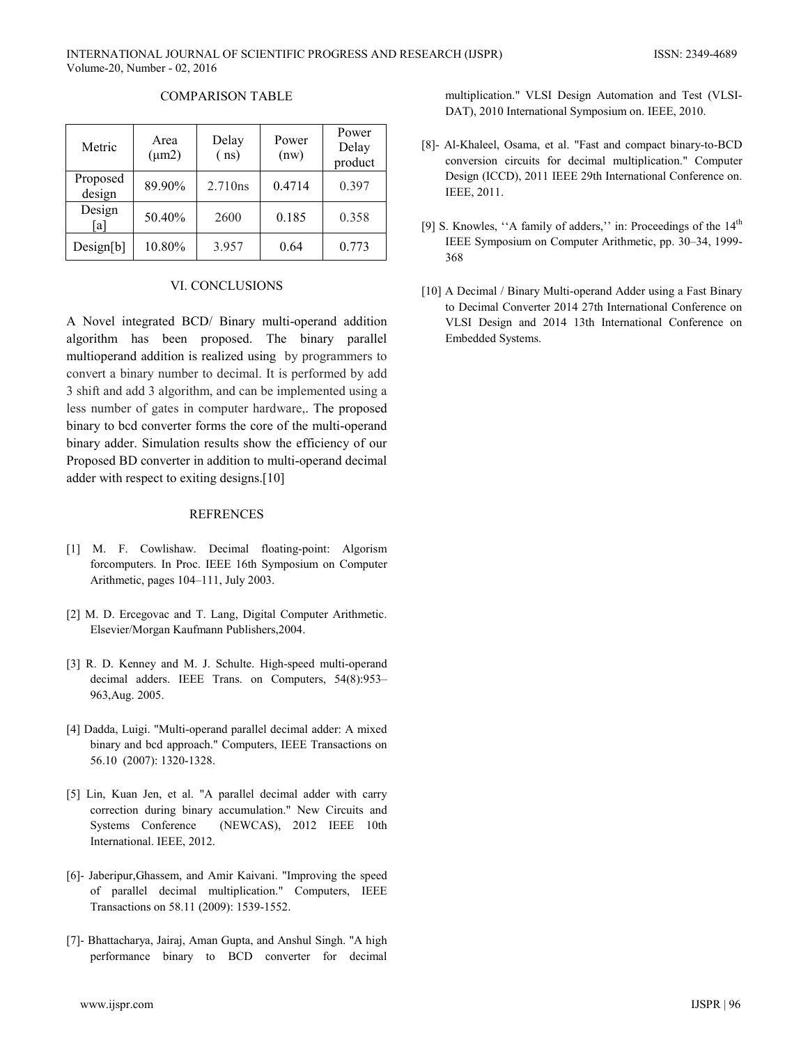COMPARISON TABLE

| Metric | Area (μm2) | Delay ( ns) | Power (nw) | Power Delay product |
|---|---|---|---|---|
| Proposed design | 89.90% | 2.710ns | 0.4714 | 0.397 |
| Design [a] | 50.40% | 2600 | 0.185 | 0.358 |
| Design[b] | 10.80% | 3.957 | 0.64 | 0.773 |

## VI. CONCLUSIONS

A Novel integrated BCD/ Binary multi-operand addition algorithm has been proposed. The binary parallel multioperand addition is realized using by programmers to convert a binary number to decimal. It is performed by add 3 shift and add 3 algorithm, and can be implemented using a less number of gates in computer hardware,. The proposed binary to bcd converter forms the core of the multi-operand binary adder. Simulation results show the efficiency of our Proposed BD converter in addition to multi-operand decimal adder with respect to exiting designs.[10]

## REFRENCES

[1] M. F. Cowlishaw. Decimal floating-point: Algorism forcomputers. In Proc. IEEE 16th Symposium on Computer Arithmetic, pages 104–111, July 2003.

[2] M. D. Ercegovac and T. Lang, Digital Computer Arithmetic. Elsevier/Morgan Kaufmann Publishers,2004.

[3] R. D. Kenney and M. J. Schulte. High-speed multi-operand decimal adders. IEEE Trans. on Computers, 54(8):953–963,Aug. 2005.

[4] Dadda, Luigi. "Multi-operand parallel decimal adder: A mixed binary and bcd approach." Computers, IEEE Transactions on 56.10 (2007): 1320-1328.

[5] Lin, Kuan Jen, et al. "A parallel decimal adder with carry correction during binary accumulation." New Circuits and Systems Conference (NEWCAS), 2012 IEEE 10th International. IEEE, 2012.

[6]- Jaberipur,Ghassem, and Amir Kaivani. "Improving the speed of parallel decimal multiplication." Computers, IEEE Transactions on 58.11 (2009): 1539-1552.

[7]- Bhattacharya, Jairaj, Aman Gupta, and Anshul Singh. "A high performance binary to BCD converter for decimal multiplication." VLSI Design Automation and Test (VLSI-DAT), 2010 International Symposium on. IEEE, 2010.

[8]- Al-Khaleel, Osama, et al. "Fast and compact binary-to-BCD conversion circuits for decimal multiplication." Computer Design (ICCD), 2011 IEEE 29th International Conference on. IEEE, 2011.

[9] S. Knowles, ''A family of adders,'' in: Proceedings of the 14th IEEE Symposium on Computer Arithmetic, pp. 30–34, 1999-368

[10] A Decimal / Binary Multi-operand Adder using a Fast Binary to Decimal Converter 2014 27th International Conference on VLSI Design and 2014 13th International Conference on Embedded Systems.